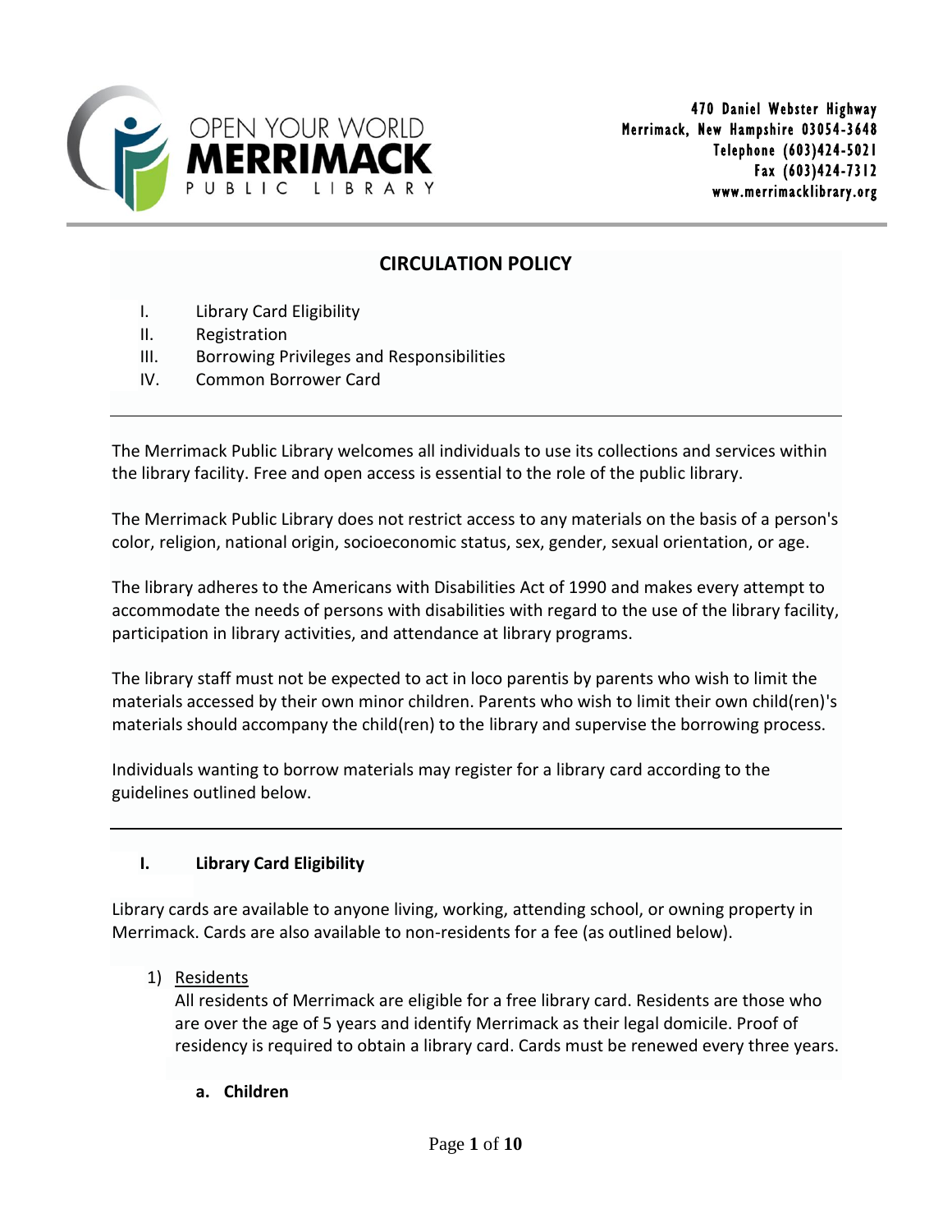OPEN YOUR WORLD
**MERRIMACK**
PUBLIC LIBRARY

470 Daniel Webster Highway
Merrimack, New Hampshire 03054-3648
Telephone (603)424-5021
Fax (603)424-7312
www.merrimacklibrary.org

# CIRCULATION POLICY

I. Library Card Eligibility
II. Registration
III. Borrowing Privileges and Responsibilities
IV. Common Borrower Card

---

The Merrimack Public Library welcomes all individuals to use its collections and services within the library facility. Free and open access is essential to the role of the public library.

The Merrimack Public Library does not restrict access to any materials on the basis of a person's color, religion, national origin, socioeconomic status, sex, gender, sexual orientation, or age.

The library adheres to the Americans with Disabilities Act of 1990 and makes every attempt to accommodate the needs of persons with disabilities with regard to the use of the library facility, participation in library activities, and attendance at library programs.

The library staff must not be expected to act in loco parentis by parents who wish to limit the materials accessed by their own minor children. Parents who wish to limit their own child(ren)'s materials should accompany the child(ren) to the library and supervise the borrowing process.

Individuals wanting to borrow materials may register for a library card according to the guidelines outlined below.

---

## I. Library Card Eligibility

Library cards are available to anyone living, working, attending school, or owning property in Merrimack. Cards are also available to non-residents for a fee (as outlined below).

1) Residents

   All residents of Merrimack are eligible for a free library card. Residents are those who are over the age of 5 years and identify Merrimack as their legal domicile. Proof of residency is required to obtain a library card. Cards must be renewed every three years.

   **a. Children**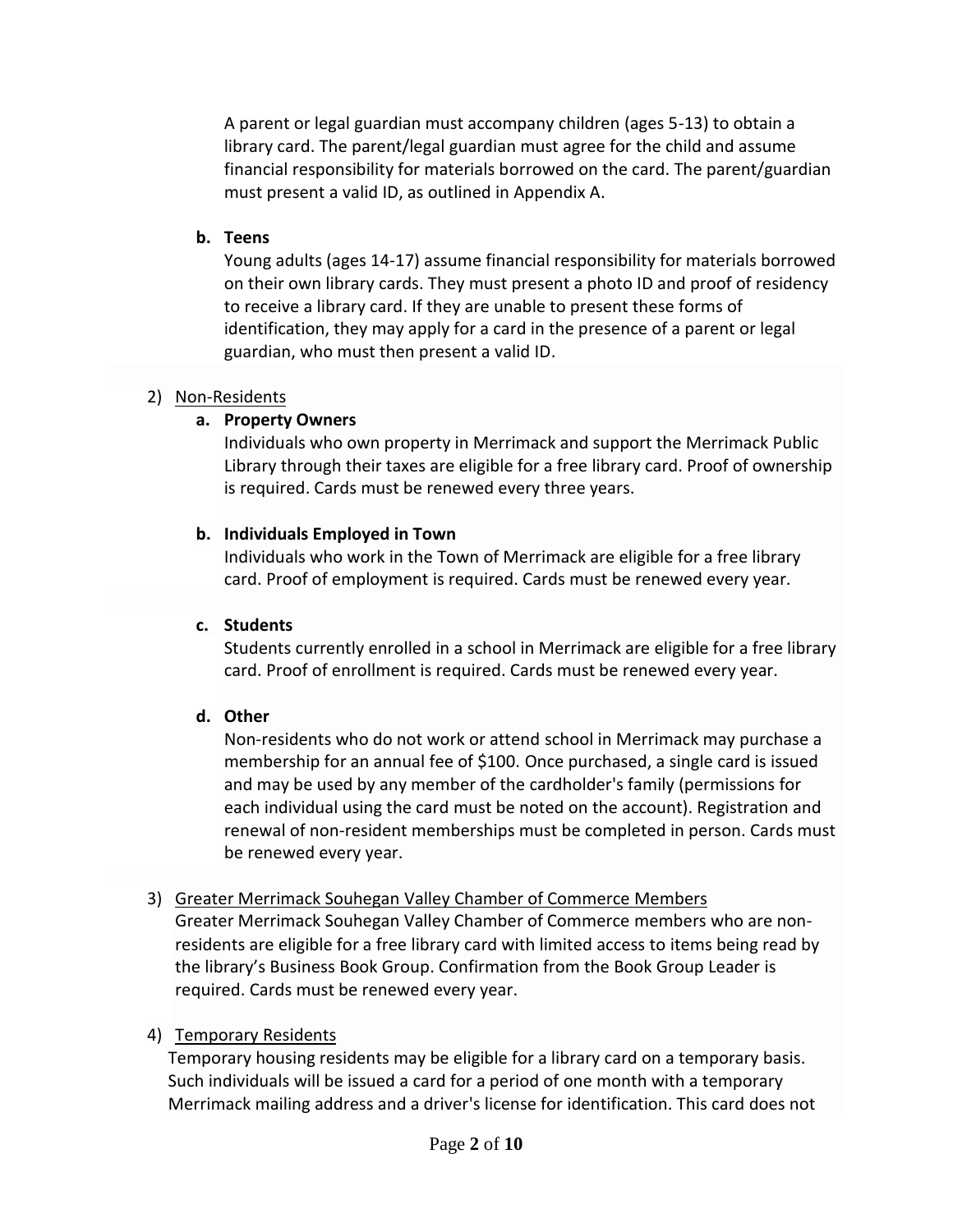A parent or legal guardian must accompany children (ages 5-13) to obtain a library card. The parent/legal guardian must agree for the child and assume financial responsibility for materials borrowed on the card. The parent/guardian must present a valid ID, as outlined in Appendix A.

**b. Teens**

Young adults (ages 14-17) assume financial responsibility for materials borrowed on their own library cards. They must present a photo ID and proof of residency to receive a library card. If they are unable to present these forms of identification, they may apply for a card in the presence of a parent or legal guardian, who must then present a valid ID.

2) <u>Non-Residents</u>

**a. Property Owners**

Individuals who own property in Merrimack and support the Merrimack Public Library through their taxes are eligible for a free library card. Proof of ownership is required. Cards must be renewed every three years.

**b. Individuals Employed in Town**

Individuals who work in the Town of Merrimack are eligible for a free library card. Proof of employment is required. Cards must be renewed every year.

**c. Students**

Students currently enrolled in a school in Merrimack are eligible for a free library card. Proof of enrollment is required. Cards must be renewed every year.

**d. Other**

Non-residents who do not work or attend school in Merrimack may purchase a membership for an annual fee of $100. Once purchased, a single card is issued and may be used by any member of the cardholder's family (permissions for each individual using the card must be noted on the account). Registration and renewal of non-resident memberships must be completed in person. Cards must be renewed every year.

3) <u>Greater Merrimack Souhegan Valley Chamber of Commerce Members</u>

Greater Merrimack Souhegan Valley Chamber of Commerce members who are non-residents are eligible for a free library card with limited access to items being read by the library's Business Book Group. Confirmation from the Book Group Leader is required. Cards must be renewed every year.

4) <u>Temporary Residents</u>

Temporary housing residents may be eligible for a library card on a temporary basis. Such individuals will be issued a card for a period of one month with a temporary Merrimack mailing address and a driver's license for identification. This card does not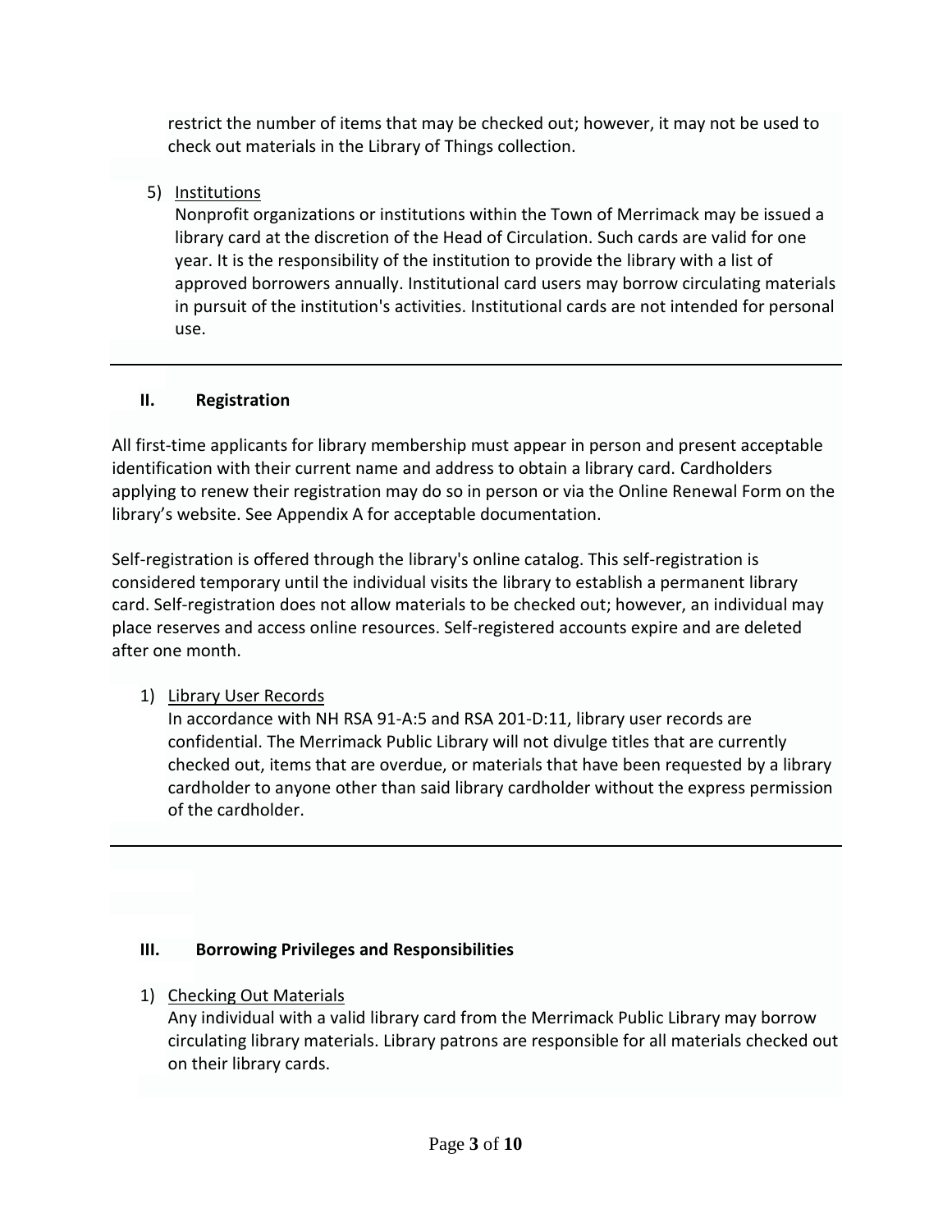restrict the number of items that may be checked out; however, it may not be used to check out materials in the Library of Things collection.

5) Institutions

   Nonprofit organizations or institutions within the Town of Merrimack may be issued a library card at the discretion of the Head of Circulation. Such cards are valid for one year. It is the responsibility of the institution to provide the library with a list of approved borrowers annually. Institutional card users may borrow circulating materials in pursuit of the institution's activities. Institutional cards are not intended for personal use.

---

## II. Registration

All first-time applicants for library membership must appear in person and present acceptable identification with their current name and address to obtain a library card. Cardholders applying to renew their registration may do so in person or via the Online Renewal Form on the library's website. See Appendix A for acceptable documentation.

Self-registration is offered through the library's online catalog. This self-registration is considered temporary until the individual visits the library to establish a permanent library card. Self-registration does not allow materials to be checked out; however, an individual may place reserves and access online resources. Self-registered accounts expire and are deleted after one month.

1) Library User Records

   In accordance with NH RSA 91-A:5 and RSA 201-D:11, library user records are confidential. The Merrimack Public Library will not divulge titles that are currently checked out, items that are overdue, or materials that have been requested by a library cardholder to anyone other than said library cardholder without the express permission of the cardholder.

---

## III. Borrowing Privileges and Responsibilities

1) Checking Out Materials

   Any individual with a valid library card from the Merrimack Public Library may borrow circulating library materials. Library patrons are responsible for all materials checked out on their library cards.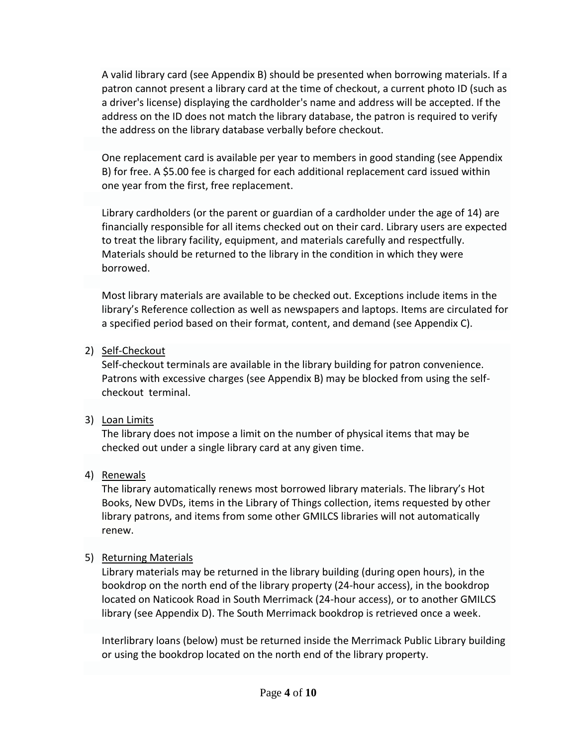A valid library card (see Appendix B) should be presented when borrowing materials. If a patron cannot present a library card at the time of checkout, a current photo ID (such as a driver's license) displaying the cardholder's name and address will be accepted. If the address on the ID does not match the library database, the patron is required to verify the address on the library database verbally before checkout.

One replacement card is available per year to members in good standing (see Appendix B) for free. A $5.00 fee is charged for each additional replacement card issued within one year from the first, free replacement.

Library cardholders (or the parent or guardian of a cardholder under the age of 14) are financially responsible for all items checked out on their card. Library users are expected to treat the library facility, equipment, and materials carefully and respectfully. Materials should be returned to the library in the condition in which they were borrowed.

Most library materials are available to be checked out. Exceptions include items in the library's Reference collection as well as newspapers and laptops. Items are circulated for a specified period based on their format, content, and demand (see Appendix C).

2) <u>Self-Checkout</u>
   Self-checkout terminals are available in the library building for patron convenience. Patrons with excessive charges (see Appendix B) may be blocked from using the self-checkout terminal.

3) <u>Loan Limits</u>
   The library does not impose a limit on the number of physical items that may be checked out under a single library card at any given time.

4) <u>Renewals</u>
   The library automatically renews most borrowed library materials. The library's Hot Books, New DVDs, items in the Library of Things collection, items requested by other library patrons, and items from some other GMILCS libraries will not automatically renew.

5) <u>Returning Materials</u>
   Library materials may be returned in the library building (during open hours), in the bookdrop on the north end of the library property (24-hour access), in the bookdrop located on Naticook Road in South Merrimack (24-hour access), or to another GMILCS library (see Appendix D). The South Merrimack bookdrop is retrieved once a week.

   Interlibrary loans (below) must be returned inside the Merrimack Public Library building or using the bookdrop located on the north end of the library property.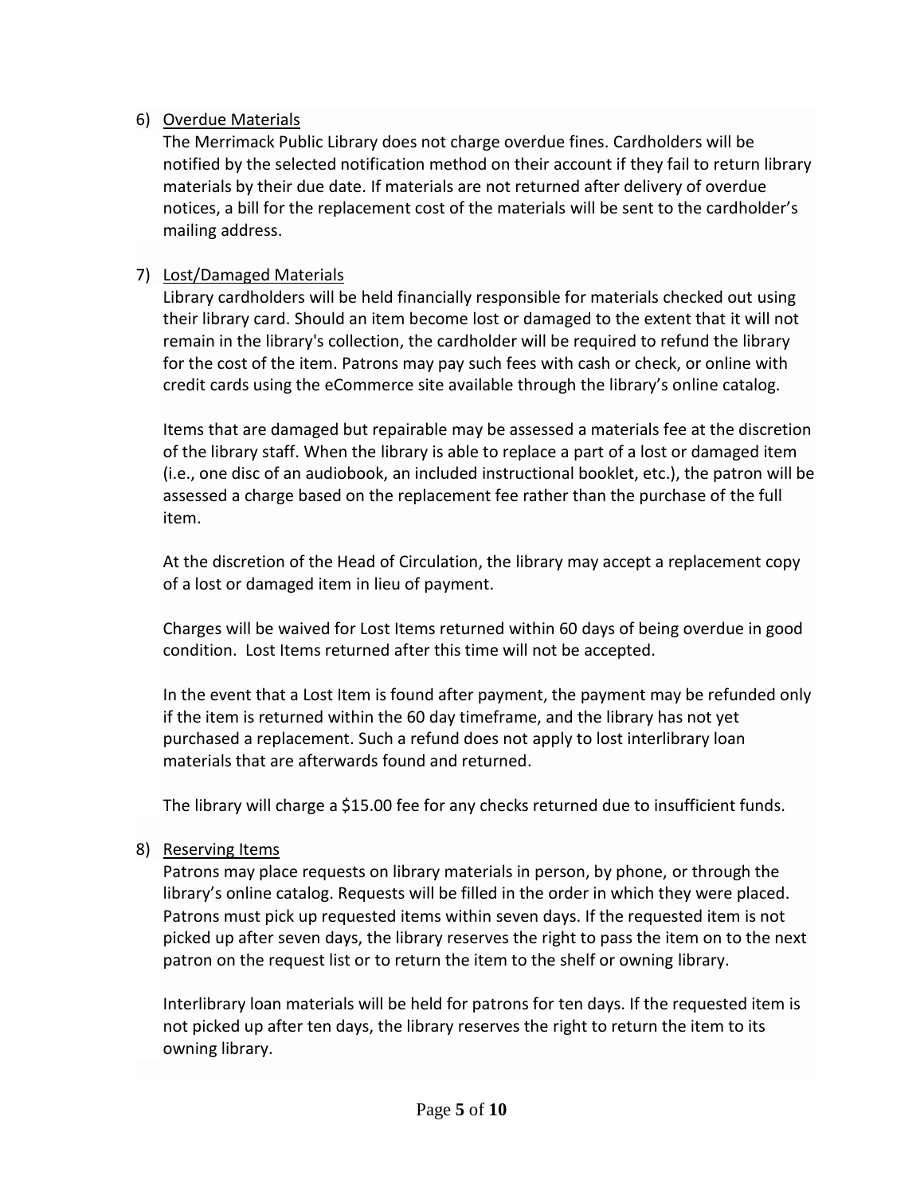6) <u>Overdue Materials</u>

   The Merrimack Public Library does not charge overdue fines. Cardholders will be notified by the selected notification method on their account if they fail to return library materials by their due date. If materials are not returned after delivery of overdue notices, a bill for the replacement cost of the materials will be sent to the cardholder's mailing address.

7) <u>Lost/Damaged Materials</u>

   Library cardholders will be held financially responsible for materials checked out using their library card. Should an item become lost or damaged to the extent that it will not remain in the library's collection, the cardholder will be required to refund the library for the cost of the item. Patrons may pay such fees with cash or check, or online with credit cards using the eCommerce site available through the library's online catalog.

   Items that are damaged but repairable may be assessed a materials fee at the discretion of the library staff. When the library is able to replace a part of a lost or damaged item (i.e., one disc of an audiobook, an included instructional booklet, etc.), the patron will be assessed a charge based on the replacement fee rather than the purchase of the full item.

   At the discretion of the Head of Circulation, the library may accept a replacement copy of a lost or damaged item in lieu of payment.

   Charges will be waived for Lost Items returned within 60 days of being overdue in good condition. Lost Items returned after this time will not be accepted.

   In the event that a Lost Item is found after payment, the payment may be refunded only if the item is returned within the 60 day timeframe, and the library has not yet purchased a replacement. Such a refund does not apply to lost interlibrary loan materials that are afterwards found and returned.

   The library will charge a $15.00 fee for any checks returned due to insufficient funds.

8) <u>Reserving Items</u>

   Patrons may place requests on library materials in person, by phone, or through the library's online catalog. Requests will be filled in the order in which they were placed. Patrons must pick up requested items within seven days. If the requested item is not picked up after seven days, the library reserves the right to pass the item on to the next patron on the request list or to return the item to the shelf or owning library.

   Interlibrary loan materials will be held for patrons for ten days. If the requested item is not picked up after ten days, the library reserves the right to return the item to its owning library.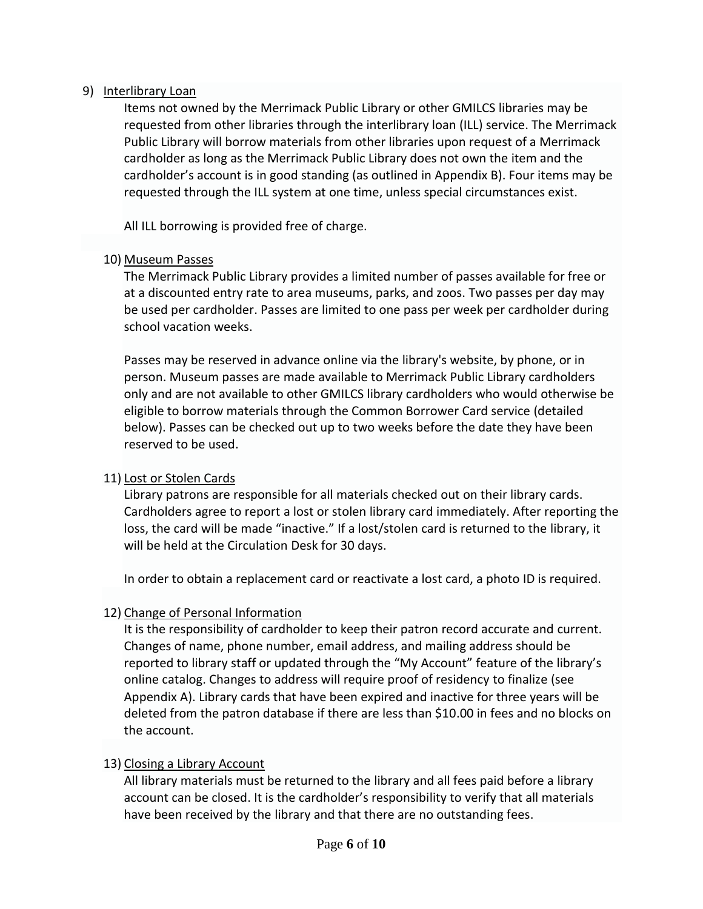9) Interlibrary Loan

Items not owned by the Merrimack Public Library or other GMILCS libraries may be requested from other libraries through the interlibrary loan (ILL) service. The Merrimack Public Library will borrow materials from other libraries upon request of a Merrimack cardholder as long as the Merrimack Public Library does not own the item and the cardholder's account is in good standing (as outlined in Appendix B). Four items may be requested through the ILL system at one time, unless special circumstances exist.

All ILL borrowing is provided free of charge.

10) Museum Passes

The Merrimack Public Library provides a limited number of passes available for free or at a discounted entry rate to area museums, parks, and zoos. Two passes per day may be used per cardholder. Passes are limited to one pass per week per cardholder during school vacation weeks.

Passes may be reserved in advance online via the library's website, by phone, or in person. Museum passes are made available to Merrimack Public cardholders only and are not available to other GMILCS library cardholders who would otherwise be eligible to borrow materials through the Common Borrower Card service (detailed below). Passes can be checked out up to two weeks before the date they have been reserved to be used.

11) Lost or Stolen Cards

Library patrons are responsible for all materials checked out on their library cards. Cardholders agree to report a lost or stolen library card immediately. After reporting the loss, the card will be made "inactive." If a lost/stolen card is returned to the library, it will be held at the Circulation Desk for 30 days.

In order to obtain a replacement card or reactivate a lost card, a photo ID is required.

12) Change of Personal Information

It is the responsibility of cardholder to keep their patron record accurate and current. Changes of name, phone number, email address, and mailing address should be reported to library staff or updated through the "My Account" feature of the library's online catalog. Changes to address will require proof of residency to finalize (see Appendix A). Library cards that have been expired and inactive for three years will be deleted from the patron database if there are less than $10.00 in fees and no blocks on the account.

13) Closing a Library Account

All library materials must be returned to the library and all fees paid before a library account can be closed. It is the cardholder's responsibility to verify that all materials have been received by the library and that there are no outstanding fees.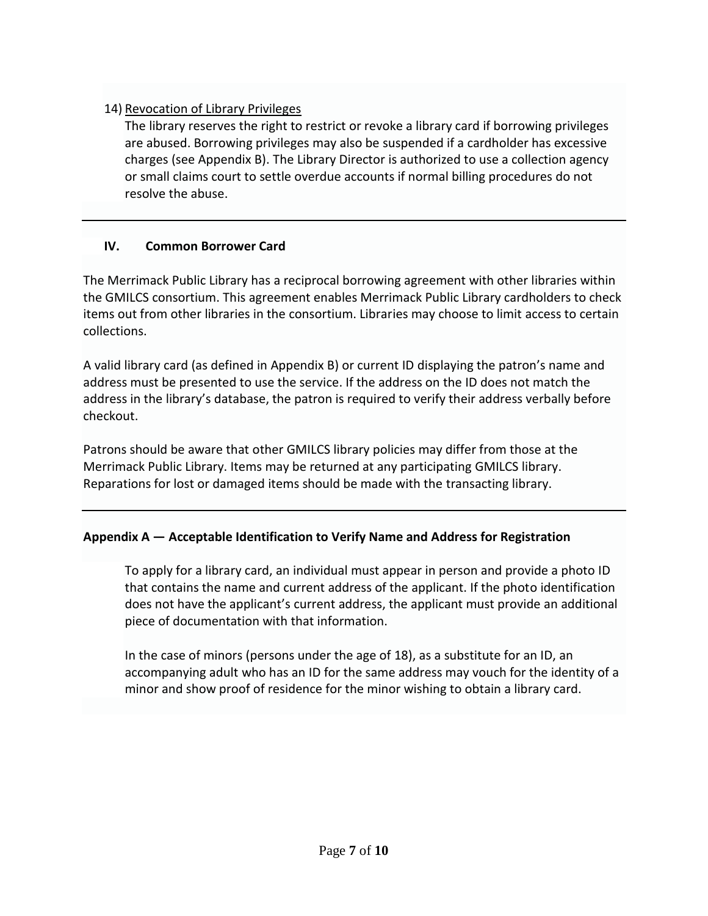14) Revocation of Library Privileges

The library reserves the right to restrict or revoke a library card if borrowing privileges are abused. Borrowing privileges may also be suspended if a cardholder has excessive charges (see Appendix B). The Library Director is authorized to use a collection agency or small claims court to settle overdue accounts if normal billing procedures do not resolve the abuse.

---

## IV. Common Borrower Card

The Merrimack Public Library has a reciprocal borrowing agreement with other libraries within the GMILCS consortium. This agreement enables Merrimack Public Library cardholders to check items out from other libraries in the consortium. Libraries may choose to limit access to certain collections.

A valid library card (as defined in Appendix B) or current ID displaying the patron's name and address must be presented to use the service. If the address on the ID does not match the address in the library's database, the patron is required to verify their address verbally before checkout.

Patrons should be aware that other GMILCS library policies may differ from those at the Merrimack Public Library. Items may be returned at any participating GMILCS library. Reparations for lost or damaged items should be made with the transacting library.

---

## Appendix A — Acceptable Identification to Verify Name and Address for Registration

To apply for a library card, an individual must appear in person and provide a photo ID that contains the name and current address of the applicant. If the photo identification does not have the applicant's current address, the applicant must provide an additional piece of documentation with that information.

In the case of minors (persons under the age of 18), as a substitute for an ID, an accompanying adult who has an ID for the same address may vouch for the identity of a minor and show proof of residence for the minor wishing to obtain a library card.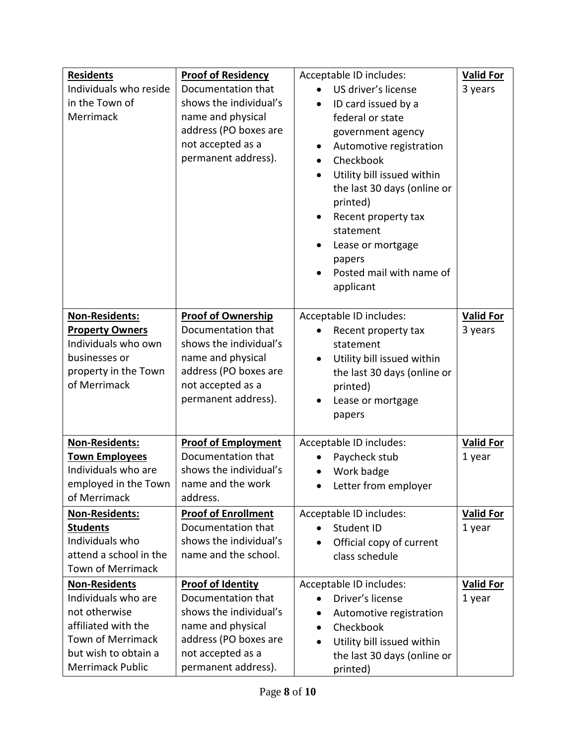| **Residents** Individuals who reside in the Town of Merrimack | **Proof of Residency** Documentation that shows the individual's name and physical address (PO boxes are not accepted as a permanent address). | Acceptable ID includes: <br>• US driver's license <br>• ID card issued by a federal or state government agency <br>• Automotive registration <br>• Checkbook <br>• Utility bill issued within the last 30 days (online or printed) <br>• Recent property tax statement <br>• Lease or mortgage papers <br>• Posted mail with name of applicant | **Valid For** 3 years |
|---|---|---|---|
| **Non-Residents: Property Owners** Individuals who own businesses or property in the Town of Merrimack | **Proof of Ownership** Documentation that shows the individual's name and physical address (PO boxes are not accepted as a permanent address). | Acceptable ID includes: <br>• Recent property tax statement <br>• Utility bill issued within the last 30 days (online or printed) <br>• Lease or mortgage papers | **Valid For** 3 years |
| **Non-Residents: Town Employees** Individuals who are employed in the Town of Merrimack | **Proof of Employment** Documentation that shows the individual's name and the work address. | Acceptable ID includes: <br>• Paycheck stub <br>• Work badge <br>• Letter from employer | **Valid For** 1 year |
| **Non-Residents: Students** Individuals who attend a school in the Town of Merrimack | **Proof of Enrollment** Documentation that shows the individual's name and the school. | Acceptable ID includes: <br>• Student ID <br>• Official copy of current class schedule | **Valid For** 1 year |
| **Non-Residents** Individuals who are not otherwise affiliated with the Town of Merrimack but wish to obtain a Merrimack Public | **Proof of Identity** Documentation that shows the individual's name and physical address (PO boxes are not accepted as a permanent address). | Acceptable ID includes: <br>• Driver's license <br>• Automotive registration <br>• Checkbook <br>• Utility bill issued within the last 30 days (online or printed) | **Valid For** 1 year |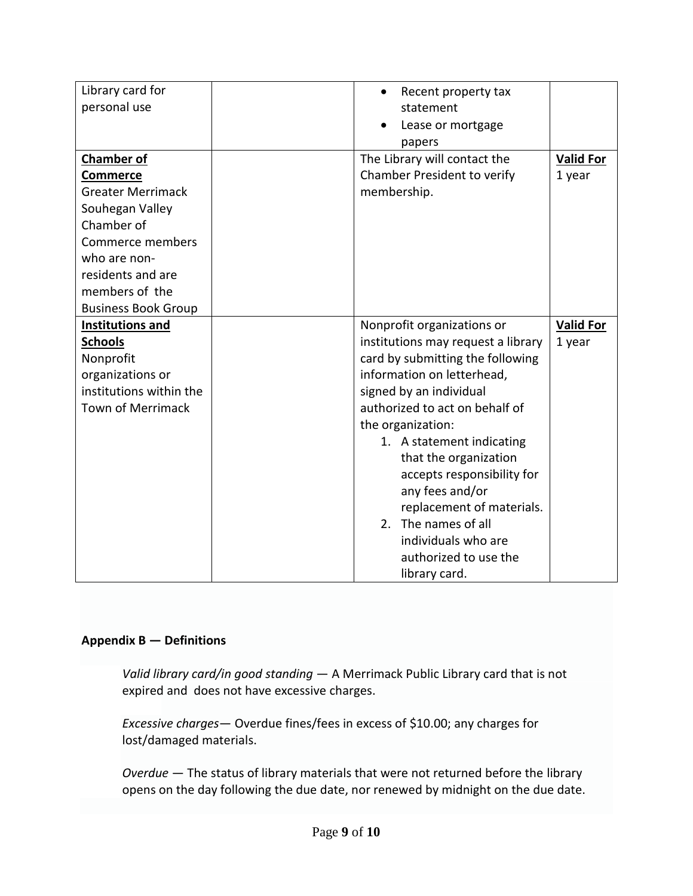| | | | |
|---|---|---|---|
| Library card for personal use | | • Recent property tax statement<br>• Lease or mortgage papers | |
| **Chamber of Commerce**<br>Greater Merrimack Souhegan Valley Chamber of Commerce members who are non-residents and are members of the Business Book Group | | The Library will contact the Chamber President to verify membership. | **Valid For**<br>1 year |
| **Institutions and Schools**<br>Nonprofit organizations or institutions within the Town of Merrimack | | Nonprofit organizations or institutions may request a library card by submitting the following information on letterhead, signed by an individual authorized to act on behalf of the organization:<br>1. A statement indicating that the organization accepts responsibility for any fees and/or replacement of materials.<br>2. The names of all individuals who are authorized to use the library card. | **Valid For**<br>1 year |

**Appendix B — Definitions**

*Valid library card/in good standing* — A Merrimack Public Library card that is not expired and does not have excessive charges.

*Excessive charges*— Overdue fines/fees in excess of $10.00; any charges for lost/damaged materials.

*Overdue* — The status of library materials that were not returned before the library opens on the day following the due date, nor renewed by midnight on the due date.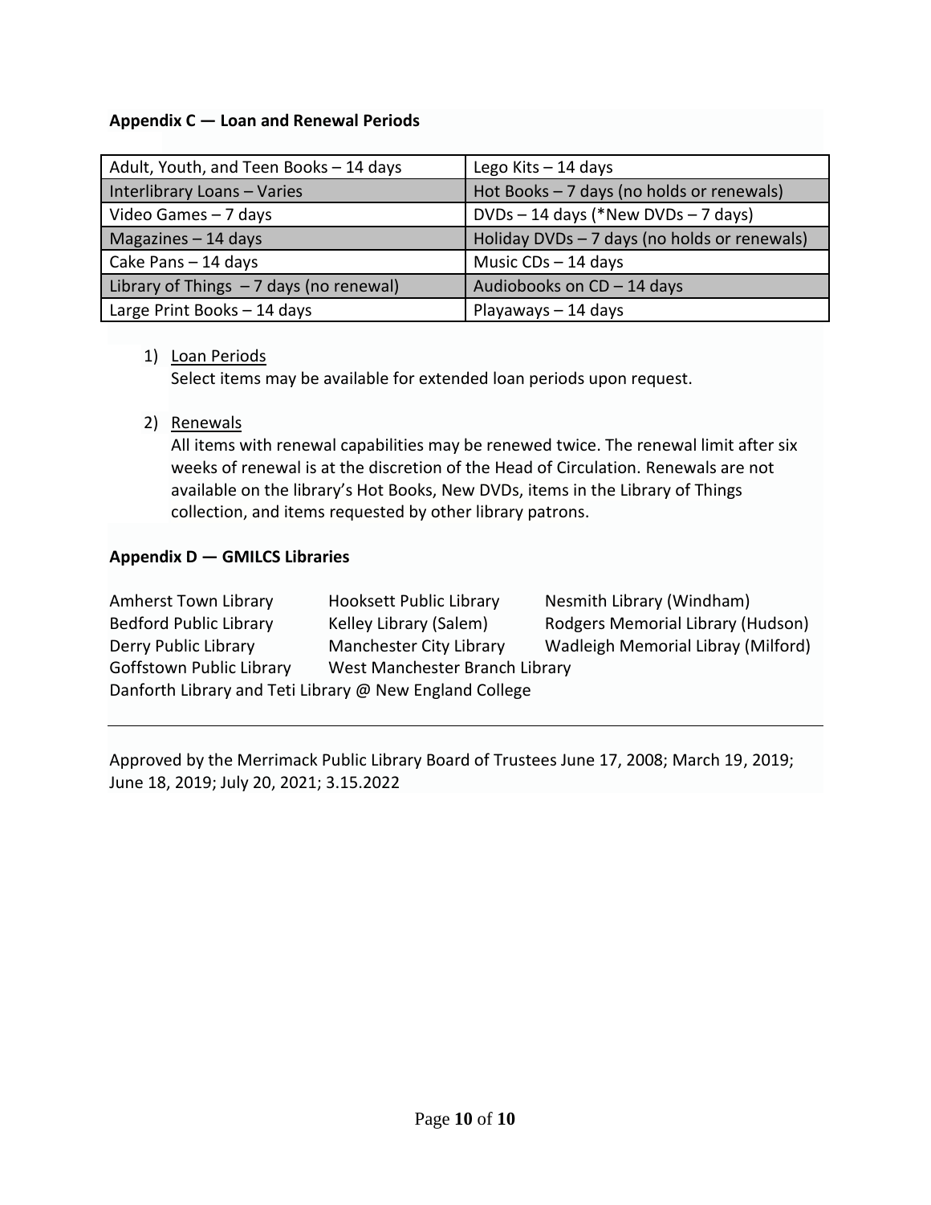**Appendix C — Loan and Renewal Periods**

| | |
|---|---|
| Adult, Youth, and Teen Books – 14 days | Lego Kits – 14 days |
| Interlibrary Loans – Varies | Hot Books – 7 days (no holds or renewals) |
| Video Games – 7 days | DVDs – 14 days (*New DVDs – 7 days) |
| Magazines – 14 days | Holiday DVDs – 7 days (no holds or renewals) |
| Cake Pans – 14 days | Music CDs – 14 days |
| Library of Things – 7 days (no renewal) | Audiobooks on CD – 14 days |
| Large Print Books – 14 days | Playaways – 14 days |

1) Loan Periods
   Select items may be available for extended loan periods upon request.

2) Renewals
   All items with renewal capabilities may be renewed twice. The renewal limit after six weeks of renewal is at the discretion of the Head of Circulation. Renewals are not available on the library's Hot Books, New DVDs, items in the Library of Things collection, and items requested by other library patrons.

**Appendix D — GMILCS Libraries**

Amherst Town Library
Bedford Public Library
Derry Public Library
Goffstown Public Library
Hooksett Public Library
Kelley Library (Salem)
Manchester City Library
West Manchester Branch Library
Nesmith Library (Windham)
Rodgers Memorial Library (Hudson)
Wadleigh Memorial Libray (Milford)
Danforth Library and Teti Library @ New England College

---

Approved by the Merrimack Public Library Board of Trustees June 17, 2008; March 19, 2019; June 18, 2019; July 20, 2021; 3.15.2022